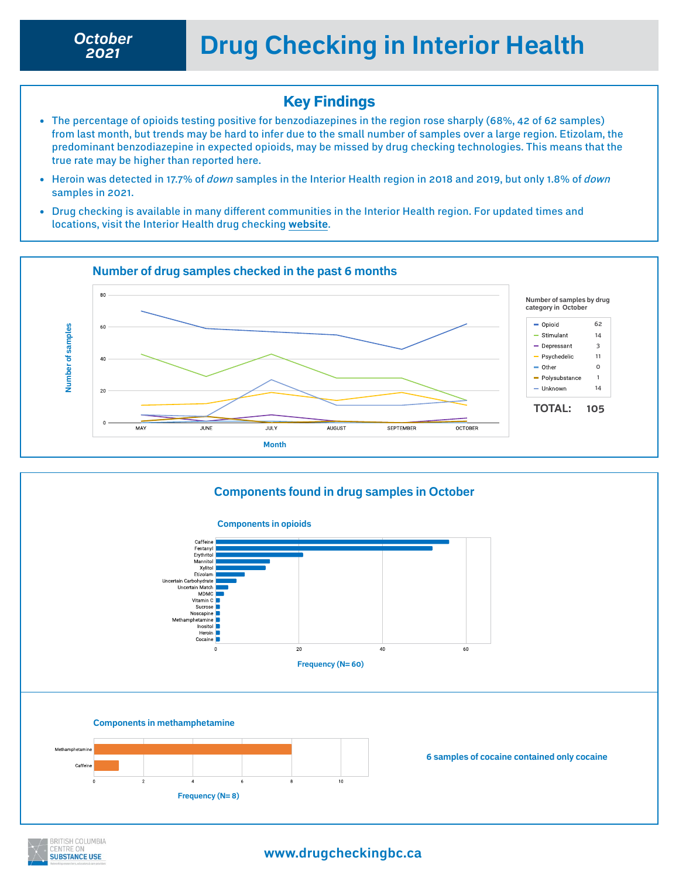**October 2021**

# Drug Checking in Interior Health

## Key Findings

- The percentage of opioids testing positive for benzodiazepines in the region rose sharply (68%, 42 of 62 samples) from last month, but trends may be hard to infer due to the small number of samples over a large region. Etizolam, the predominant benzodiazepine in expected opioids, may be missed by drug checking technologies. This means that the true rate may be higher than reported here.
- Heroin was detected in 17.7% of *down* samples in the Interior Health region in 2018 and 2019, but only 1.8% of *down* samples in 2021.
- Drug checking is available in many different communities in the Interior Health region. For updated times and locations, visit the Interior Health drug checking **website**.

## Number of drug samples checked in the past 6 months

Number of samples by drug category in October

| Category | Samples |
|---|---|
| Opioid | 62 |
| Stimulant | 14 |
| Depressant | 3 |
| Psychedelic | 11 |
| Other | 0 |
| Polysubstance | 1 |
| Unknown | 14 |

**TOTAL: 105**

## Components found in drug samples in October

### Components in opioids

Frequency (N= 60)

Caffeine, Fentanyl, Erythritol, Mannitol, Xylitol, Etizolam, Uncertain Carbohydrate, Uncertain Match, MDMC, Vitamin C, Sucrose, Noscapine, Methamphetamine, Inositol, Heroin, Cocaine

### Components in methamphetamine

Frequency (N= 8)

Methamphetamine, Caffeine

**6 samples of cocaine contained only cocaine**

www.drugcheckingbc.ca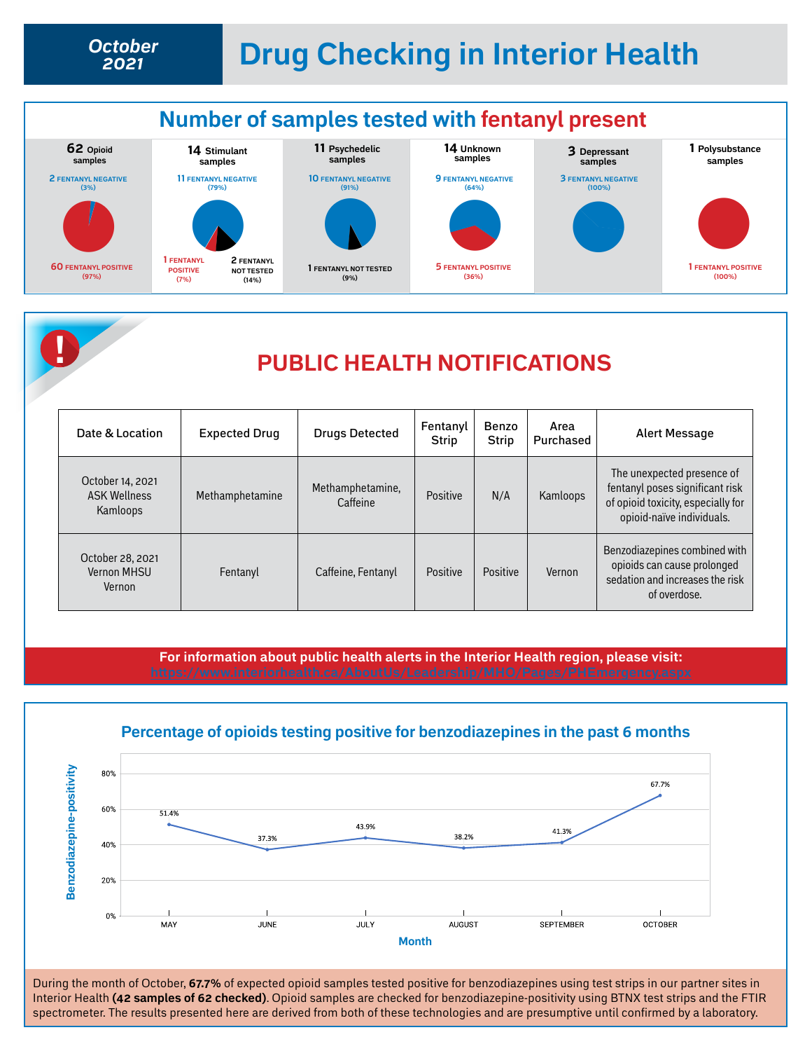# October 2021 Drug Checking in Interior Health

## Number of samples tested with fentanyl present

**62 Opioid samples**
- 2 FENTANYL NEGATIVE (3%)
- 60 FENTANYL POSITIVE (97%)

**14 Stimulant samples**
- 11 FENTANYL NEGATIVE (79%)
- 1 FENTANYL POSITIVE (7%)
- 2 FENTANYL NOT TESTED (14%)

**11 Psychedelic samples**
- 10 FENTANYL NEGATIVE (91%)
- 1 FENTANYL NOT TESTED (9%)

**14 Unknown samples**
- 9 FENTANYL NEGATIVE (64%)
- 5 FENTANYL POSITIVE (36%)

**3 Depressant samples**
- 3 FENTANYL NEGATIVE (100%)

**1 Polysubstance samples**
- 1 FENTANYL POSITIVE (100%)

## PUBLIC HEALTH NOTIFICATIONS

| Date & Location | Expected Drug | Drugs Detected | Fentanyl Strip | Benzo Strip | Area Purchased | Alert Message |
|---|---|---|---|---|---|---|
| October 14, 2021 ASK Wellness Kamloops | Methamphetamine | Methamphetamine, Caffeine | Positive | N/A | Kamloops | The unexpected presence of fentanyl poses significant risk of opioid toxicity, especially for opioid-naïve individuals. |
| October 28, 2021 Vernon MHSU Vernon | Fentanyl | Caffeine, Fentanyl | Positive | Positive | Vernon | Benzodiazepines combined with opioids can cause prolonged sedation and increases the risk of overdose. |

**For information about public health alerts in the Interior Health region, please visit:**
https://www.interiorhealth.ca/AboutUs/Leadership/MHO/Pages/PHEmergency.aspx

## Percentage of opioids testing positive for benzodiazepines in the past 6 months

| Month | Benzodiazepine-positivity |
|---|---|
| MAY | 51.4% |
| JUNE | 37.3% |
| JULY | 43.9% |
| AUGUST | 38.2% |
| SEPTEMBER | 41.3% |
| OCTOBER | 67.7% |

During the month of October, **67.7%** of expected opioid samples tested positive for benzodiazepines using test strips in our partner sites in Interior Health **(42 samples of 62 checked)**. Opioid samples are checked for benzodiazepine-positivity using BTNX test strips and the FTIR spectrometer. The results presented here are derived from both of these technologies and are presumptive until confirmed by a laboratory.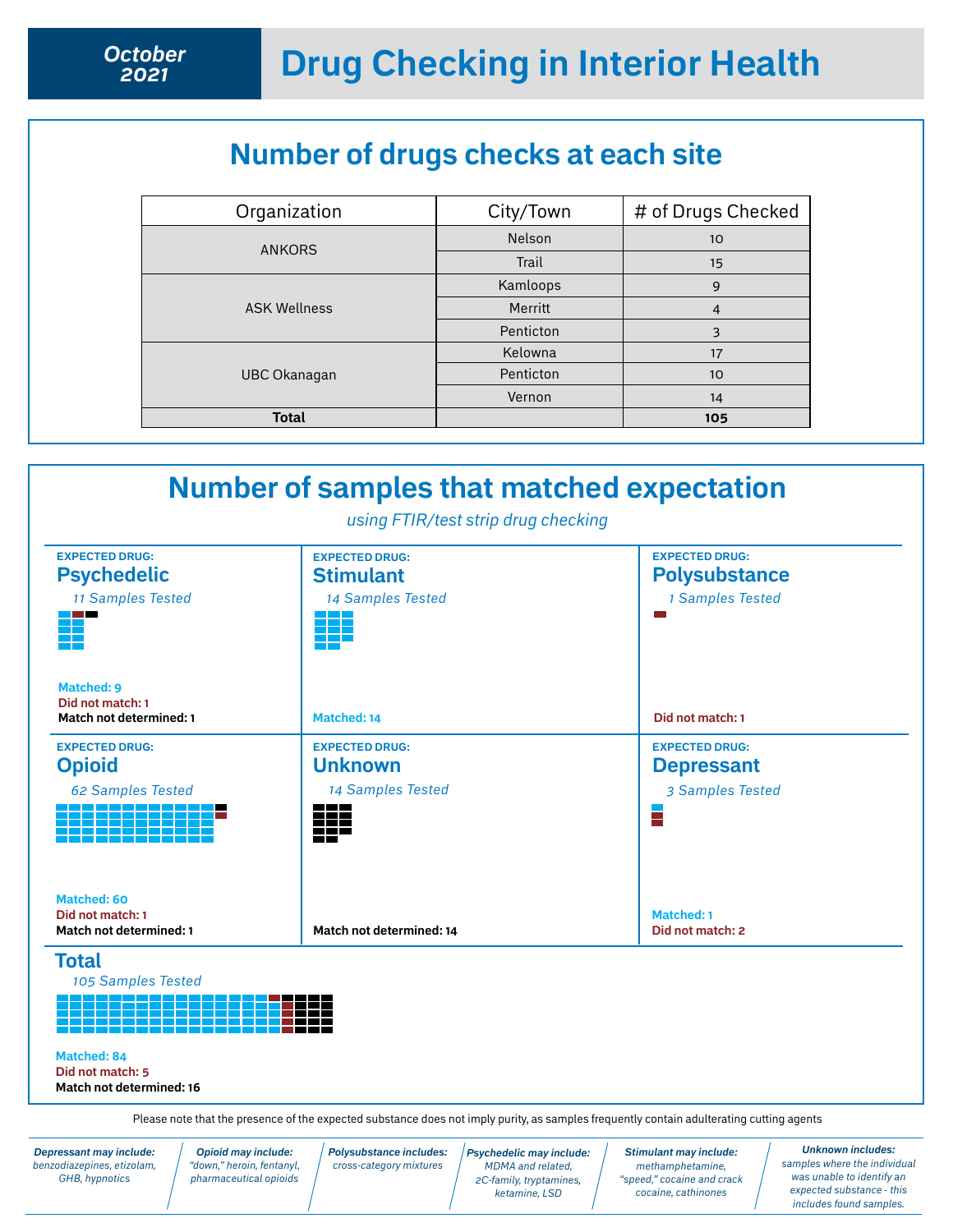**October 2021**

# Drug Checking in Interior Health

## Number of drugs checks at each site

| Organization | City/Town | # of Drugs Checked |
|---|---|---|
| ANKORS | Nelson | 10 |
| | Trail | 15 |
| ASK Wellness | Kamloops | 9 |
| | Merritt | 4 |
| | Penticton | 3 |
| UBC Okanagan | Kelowna | 17 |
| | Penticton | 10 |
| | Vernon | 14 |
| **Total** | | **105** |

## Number of samples that matched expectation

*using FTIR/test strip drug checking*

**EXPECTED DRUG:**
### Psychedelic
*11 Samples Tested*

**Matched: 9**
**Did not match: 1**
**Match not determined: 1**

**EXPECTED DRUG:**
### Stimulant
*14 Samples Tested*

**Matched: 14**

**EXPECTED DRUG:**
### Polysubstance
*1 Samples Tested*

**Did not match: 1**

**EXPECTED DRUG:**
### Opioid
*62 Samples Tested*

**Matched: 60**
**Did not match: 1**
**Match not determined: 1**

**EXPECTED DRUG:**
### Unknown
*14 Samples Tested*

**Match not determined: 14**

**EXPECTED DRUG:**
### Depressant
*3 Samples Tested*

**Matched: 1**
**Did not match: 2**

### Total
*105 Samples Tested*

**Matched: 84**
**Did not match: 5**
**Match not determined: 16**

Please note that the presence of the expected substance does not imply purity, as samples frequently contain adulterating cutting agents

***Depressant may include:*** *benzodiazepines, etizolam, GHB, hypnotics*

***Opioid may include:*** *"down," heroin, fentanyl, pharmaceutical opioids*

***Polysubstance includes:*** *cross-category mixtures*

***Psychedelic may include:*** *MDMA and related, 2C-family, tryptamines, ketamine, LSD*

***Stimulant may include:*** *methamphetamine, "speed," cocaine and crack cocaine, cathinones*

***Unknown includes:*** *samples where the individual was unable to identify an expected substance - this includes found samples.*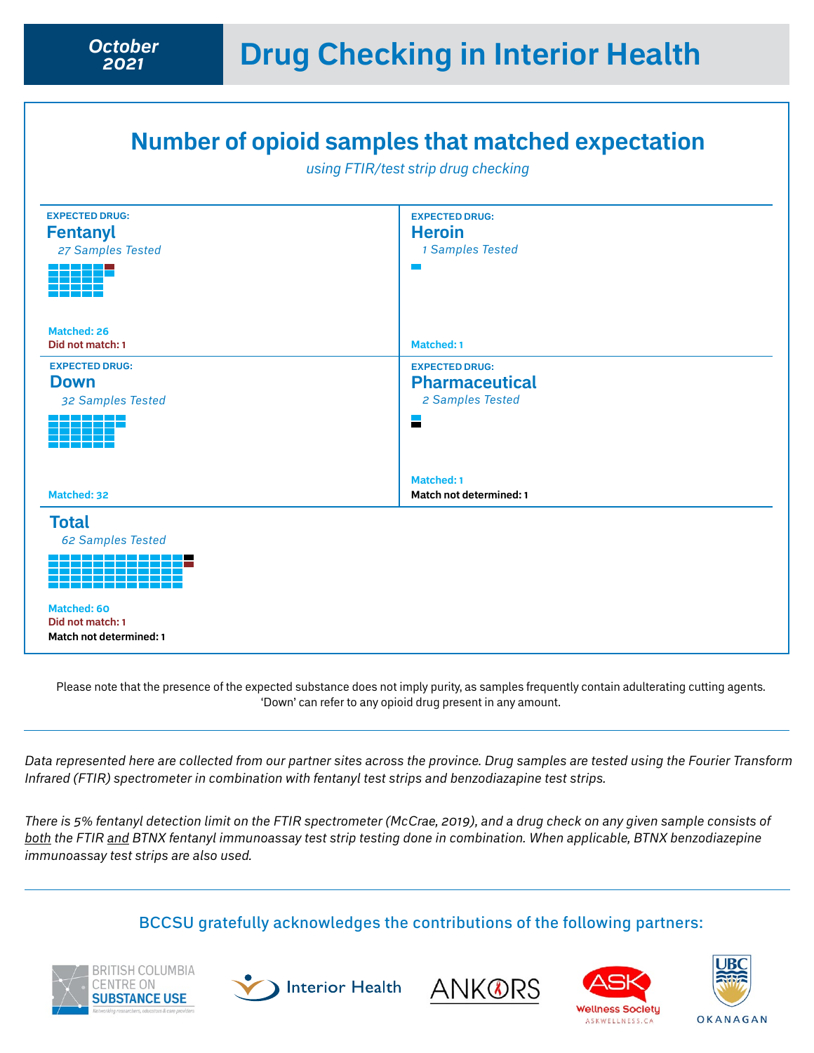**October 2021**

# Drug Checking in Interior Health

## Number of opioid samples that matched expectation

*using FTIR/test strip drug checking*

EXPECTED DRUG:
### Fentanyl
*27 Samples Tested*

Matched: 26
Did not match: 1

EXPECTED DRUG:
### Heroin
*1 Samples Tested*

Matched: 1

EXPECTED DRUG:
### Down
*32 Samples Tested*

Matched: 32

EXPECTED DRUG:
### Pharmaceutical
*2 Samples Tested*

Matched: 1
Match not determined: 1

### Total
*62 Samples Tested*

Matched: 60
Did not match: 1
Match not determined: 1

Please note that the presence of the expected substance does not imply purity, as samples frequently contain adulterating cutting agents. 'Down' can refer to any opioid drug present in any amount.

---

*Data represented here are collected from our partner sites across the province. Drug samples are tested using the Fourier Transform Infrared (FTIR) spectrometer in combination with fentanyl test strips and benzodiazapine test strips.*

*There is 5% fentanyl detection limit on the FTIR spectrometer (McCrae, 2019), and a drug check on any given sample consists of both the FTIR and BTNX fentanyl immunoassay test strip testing done in combination. When applicable, BTNX benzodiazepine immunoassay test strips are also used.*

---

BCCSU gratefully acknowledges the contributions of the following partners:

British Columbia Centre on Substance Use — Interior Health — ANKORS — ASK Wellness Society (ASKWELLNESS.CA) — UBC Okanagan